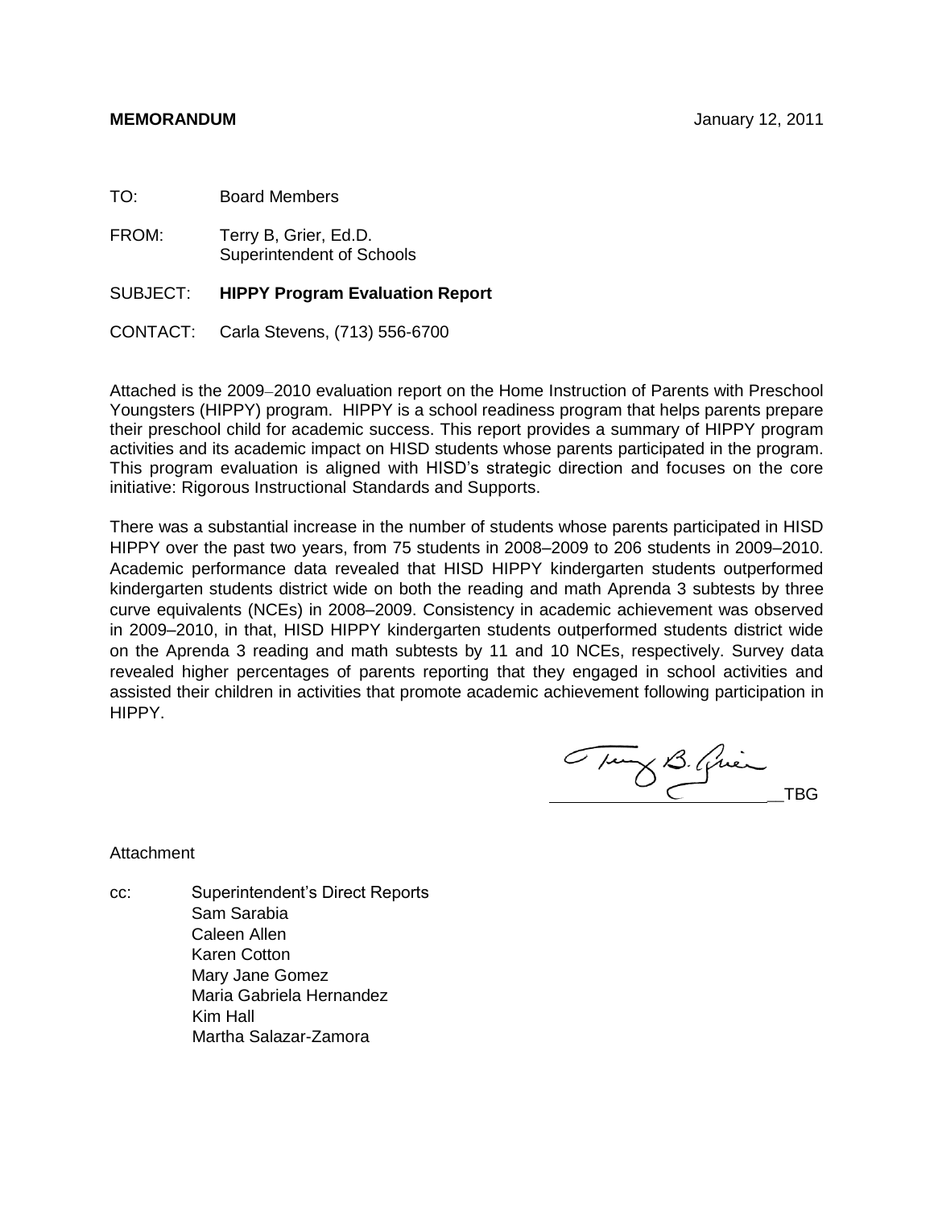**MEMORANDUM** January 12, 2011

TO: Board Members

FROM: Terry B, Grier, Ed.D.
Superintendent of Schools

SUBJECT: **HIPPY Program Evaluation Report**

CONTACT: Carla Stevens, (713) 556-6700

Attached is the 2009–2010 evaluation report on the Home Instruction of Parents with Preschool Youngsters (HIPPY) program. HIPPY is a school readiness program that helps parents prepare their preschool child for academic success. This report provides a summary of HIPPY program activities and its academic impact on HISD students whose parents participated in the program. This program evaluation is aligned with HISD's strategic direction and focuses on the core initiative: Rigorous Instructional Standards and Supports.

There was a substantial increase in the number of students whose parents participated in HISD HIPPY over the past two years, from 75 students in 2008–2009 to 206 students in 2009–2010. Academic performance data revealed that HISD HIPPY kindergarten students outperformed kindergarten students district wide on both the reading and math Aprenda 3 subtests by three curve equivalents (NCEs) in 2008–2009. Consistency in academic achievement was observed in 2009–2010, in that, HISD HIPPY kindergarten students outperformed students district wide on the Aprenda 3 reading and math subtests by 11 and 10 NCEs, respectively. Survey data revealed higher percentages of parents reporting that they engaged in school activities and assisted their children in activities that promote academic achievement following participation in HIPPY.

TBG

Attachment

cc: Superintendent's Direct Reports
Sam Sarabia
Caleen Allen
Karen Cotton
Mary Jane Gomez
Maria Gabriela Hernandez
Kim Hall
Martha Salazar-Zamora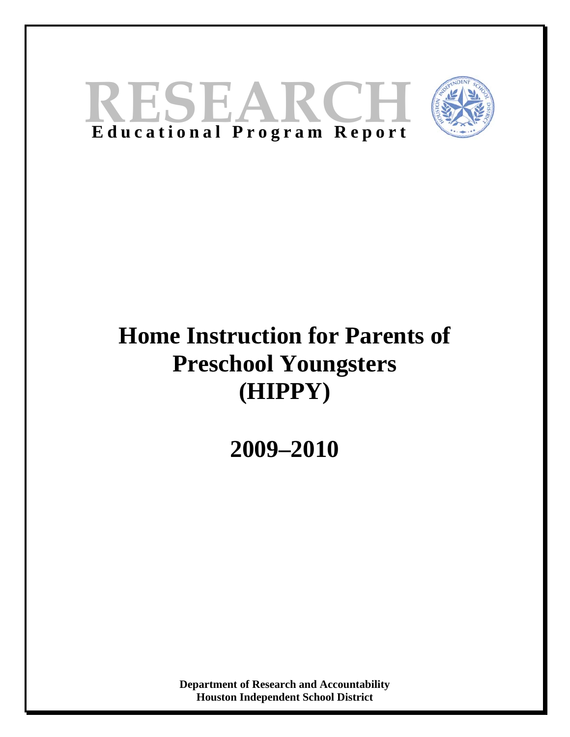# RESEARCH

**Educational Program Report**

# Home Instruction for Parents of Preschool Youngsters (HIPPY)

# 2009–2010

**Department of Research and Accountability**
**Houston Independent School District**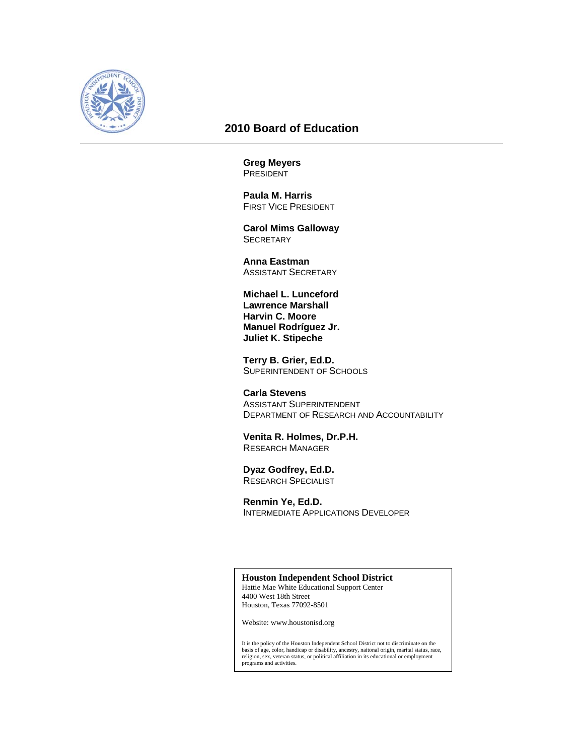## 2010 Board of Education

**Greg Meyers**
PRESIDENT

**Paula M. Harris**
FIRST VICE PRESIDENT

**Carol Mims Galloway**
SECRETARY

**Anna Eastman**
ASSISTANT SECRETARY

**Michael L. Lunceford**
**Lawrence Marshall**
**Harvin C. Moore**
**Manuel Rodríguez Jr.**
**Juliet K. Stipeche**

**Terry B. Grier, Ed.D.**
SUPERINTENDENT OF SCHOOLS

**Carla Stevens**
ASSISTANT SUPERINTENDENT
DEPARTMENT OF RESEARCH AND ACCOUNTABILITY

**Venita R. Holmes, Dr.P.H.**
RESEARCH MANAGER

**Dyaz Godfrey, Ed.D.**
RESEARCH SPECIALIST

**Renmin Ye, Ed.D.**
INTERMEDIATE APPLICATIONS DEVELOPER

**Houston Independent School District**
Hattie Mae White Educational Support Center
4400 West 18th Street
Houston, Texas 77092-8501

Website: www.houstonisd.org

It is the policy of the Houston Independent School District not to discriminate on the basis of age, color, handicap or disability, ancestry, naitonal origin, marital status, race, religion, sex, veteran status, or political affiliation in its educational or employment programs and activities.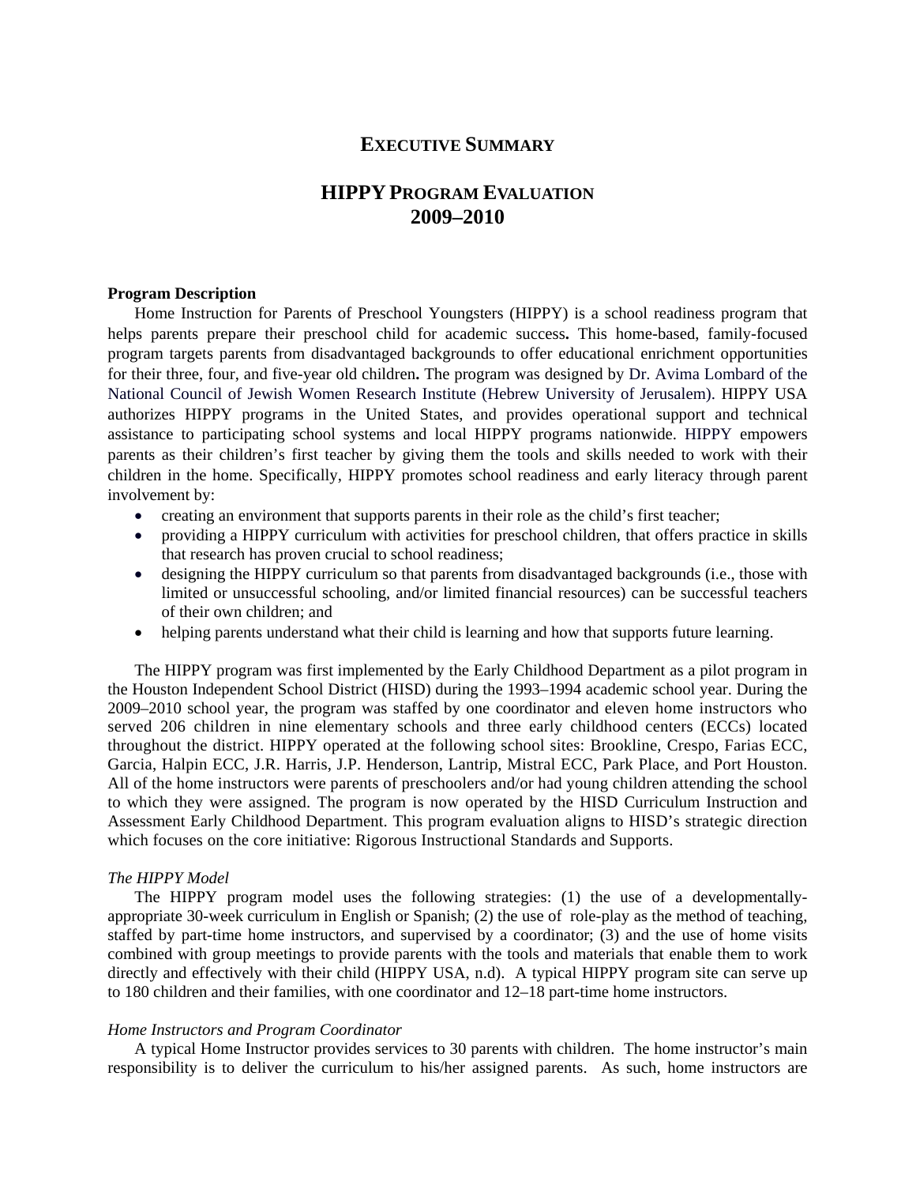# EXECUTIVE SUMMARY

## HIPPY PROGRAM EVALUATION 2009–2010

**Program Description**

Home Instruction for Parents of Preschool Youngsters (HIPPY) is a school readiness program that helps parents prepare their preschool child for academic success**.** This home-based, family-focused program targets parents from disadvantaged backgrounds to offer educational enrichment opportunities for their three, four, and five-year old children**.** The program was designed by Dr. Avima Lombard of the National Council of Jewish Women Research Institute (Hebrew University of Jerusalem). HIPPY USA authorizes HIPPY programs in the United States, and provides operational support and technical assistance to participating school systems and local HIPPY programs nationwide. HIPPY empowers parents as their children's first teacher by giving them the tools and skills needed to work with their children in the home. Specifically, HIPPY promotes school readiness and early literacy through parent involvement by:

- creating an environment that supports parents in their role as the child's first teacher;
- providing a HIPPY curriculum with activities for preschool children, that offers practice in skills that research has proven crucial to school readiness;
- designing the HIPPY curriculum so that parents from disadvantaged backgrounds (i.e., those with limited or unsuccessful schooling, and/or limited financial resources) can be successful teachers of their own children; and
- helping parents understand what their child is learning and how that supports future learning.

The HIPPY program was first implemented by the Early Childhood Department as a pilot program in the Houston Independent School District (HISD) during the 1993–1994 academic school year. During the 2009–2010 school year, the program was staffed by one coordinator and eleven home instructors who served 206 children in nine elementary schools and three early childhood centers (ECCs) located throughout the district. HIPPY operated at the following school sites: Brookline, Crespo, Farias ECC, Garcia, Halpin ECC, J.R. Harris, J.P. Henderson, Lantrip, Mistral ECC, Park Place, and Port Houston. All of the home instructors were parents of preschoolers and/or had young children attending the school to which they were assigned. The program is now operated by the HISD Curriculum Instruction and Assessment Early Childhood Department. This program evaluation aligns to HISD's strategic direction which focuses on the core initiative: Rigorous Instructional Standards and Supports.

*The HIPPY Model*

The HIPPY program model uses the following strategies: (1) the use of a developmentally-appropriate 30-week curriculum in English or Spanish; (2) the use of role-play as the method of teaching, staffed by part-time home instructors, and supervised by a coordinator; (3) and the use of home visits combined with group meetings to provide parents with the tools and materials that enable them to work directly and effectively with their child (HIPPY USA, n.d). A typical HIPPY program site can serve up to 180 children and their families, with one coordinator and 12–18 part-time home instructors.

*Home Instructors and Program Coordinator*

A typical Home Instructor provides services to 30 parents with children. The home instructor's main responsibility is to deliver the curriculum to his/her assigned parents. As such, home instructors are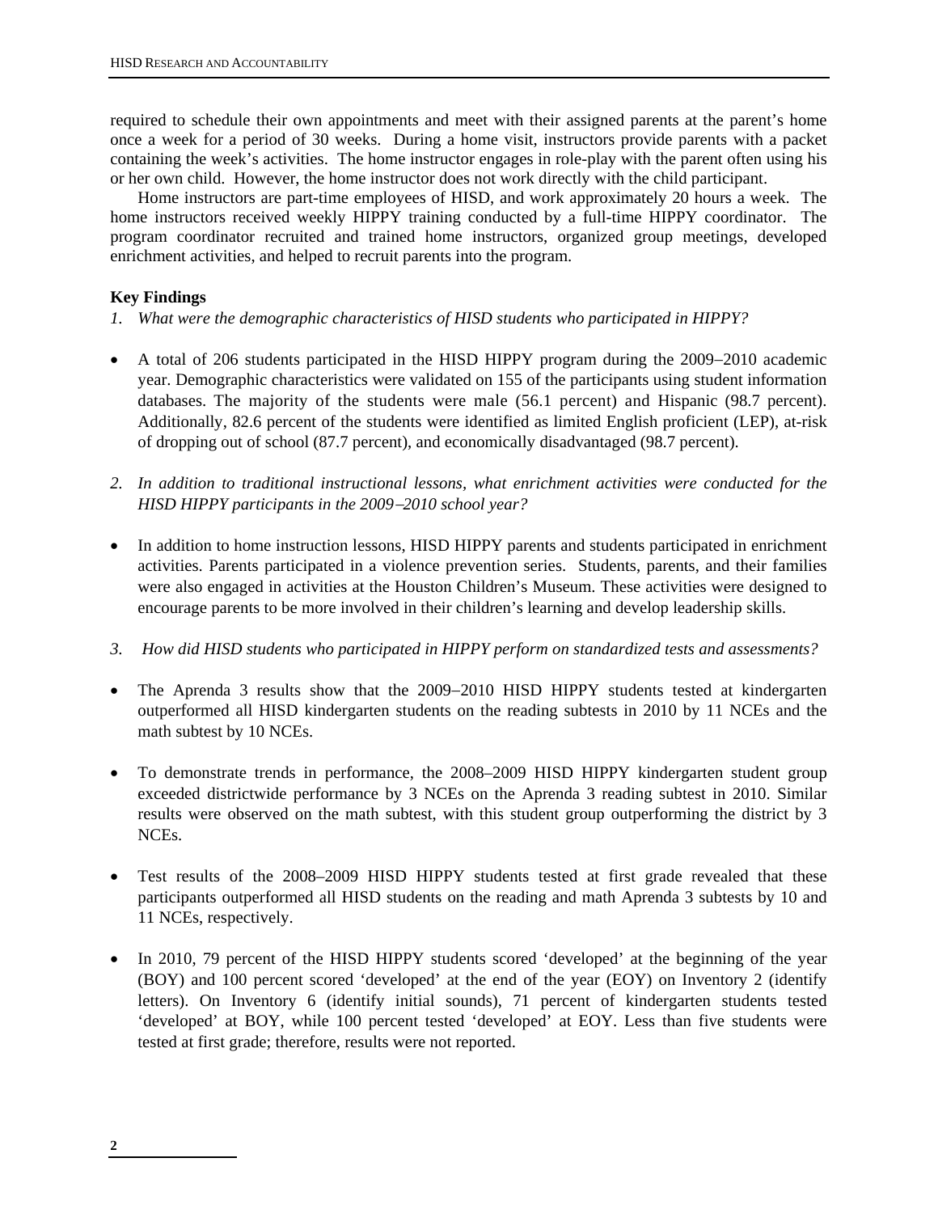required to schedule their own appointments and meet with their assigned parents at the parent's home once a week for a period of 30 weeks. During a home visit, instructors provide parents with a packet containing the week's activities. The home instructor engages in role-play with the parent often using his or her own child. However, the home instructor does not work directly with the child participant.

Home instructors are part-time employees of HISD, and work approximately 20 hours a week. The home instructors received weekly HIPPY training conducted by a full-time HIPPY coordinator. The program coordinator recruited and trained home instructors, organized group meetings, developed enrichment activities, and helped to recruit parents into the program.

**Key Findings**

*1. What were the demographic characteristics of HISD students who participated in HIPPY?*

- A total of 206 students participated in the HISD HIPPY program during the 2009−2010 academic year. Demographic characteristics were validated on 155 of the participants using student information databases. The majority of the students were male (56.1 percent) and Hispanic (98.7 percent). Additionally, 82.6 percent of the students were identified as limited English proficient (LEP), at-risk of dropping out of school (87.7 percent), and economically disadvantaged (98.7 percent).

*2. In addition to traditional instructional lessons, what enrichment activities were conducted for the HISD HIPPY participants in the 2009−2010 school year?*

- In addition to home instruction lessons, HISD HIPPY parents and students participated in enrichment activities. Parents participated in a violence prevention series. Students, parents, and their families were also engaged in activities at the Houston Children's Museum. These activities were designed to encourage parents to be more involved in their children's learning and develop leadership skills.

*3. How did HISD students who participated in HIPPY perform on standardized tests and assessments?*

- The Aprenda 3 results show that the 2009−2010 HISD HIPPY students tested at kindergarten outperformed all HISD kindergarten students on the reading subtests in 2010 by 11 NCEs and the math subtest by 10 NCEs.

- To demonstrate trends in performance, the 2008–2009 HISD HIPPY kindergarten student group exceeded districtwide performance by 3 NCEs on the Aprenda 3 reading subtest in 2010. Similar results were observed on the math subtest, with this student group outperforming the district by 3 NCEs.

- Test results of the 2008–2009 HISD HIPPY students tested at first grade revealed that these participants outperformed all HISD students on the reading and math Aprenda 3 subtests by 10 and 11 NCEs, respectively.

- In 2010, 79 percent of the HISD HIPPY students scored 'developed' at the beginning of the year (BOY) and 100 percent scored 'developed' at the end of the year (EOY) on Inventory 2 (identify letters). On Inventory 6 (identify initial sounds), 71 percent of kindergarten students tested 'developed' at BOY, while 100 percent tested 'developed' at EOY. Less than five students were tested at first grade; therefore, results were not reported.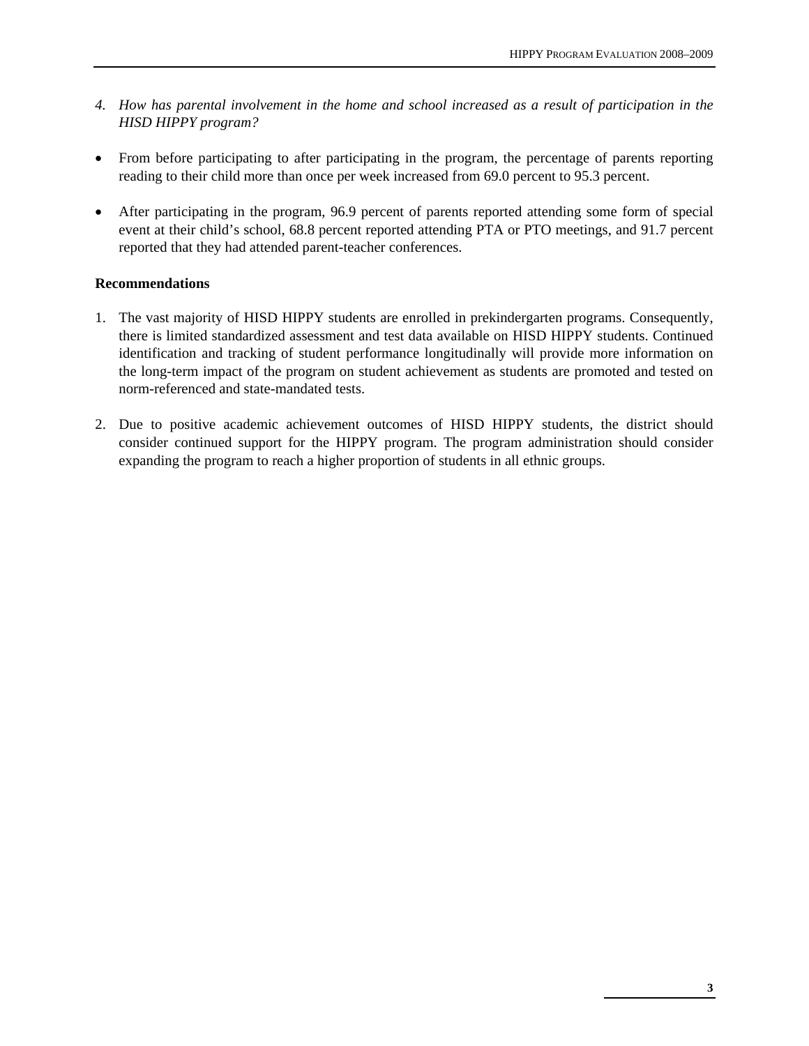*4. How has parental involvement in the home and school increased as a result of participation in the HISD HIPPY program?*

- From before participating to after participating in the program, the percentage of parents reporting reading to their child more than once per week increased from 69.0 percent to 95.3 percent.
- After participating in the program, 96.9 percent of parents reported attending some form of special event at their child's school, 68.8 percent reported attending PTA or PTO meetings, and 91.7 percent reported that they had attended parent-teacher conferences.

**Recommendations**

1. The vast majority of HISD HIPPY students are enrolled in prekindergarten programs. Consequently, there is limited standardized assessment and test data available on HISD HIPPY students. Continued identification and tracking of student performance longitudinally will provide more information on the long-term impact of the program on student achievement as students are promoted and tested on norm-referenced and state-mandated tests.
2. Due to positive academic achievement outcomes of HISD HIPPY students, the district should consider continued support for the HIPPY program. The program administration should consider expanding the program to reach a higher proportion of students in all ethnic groups.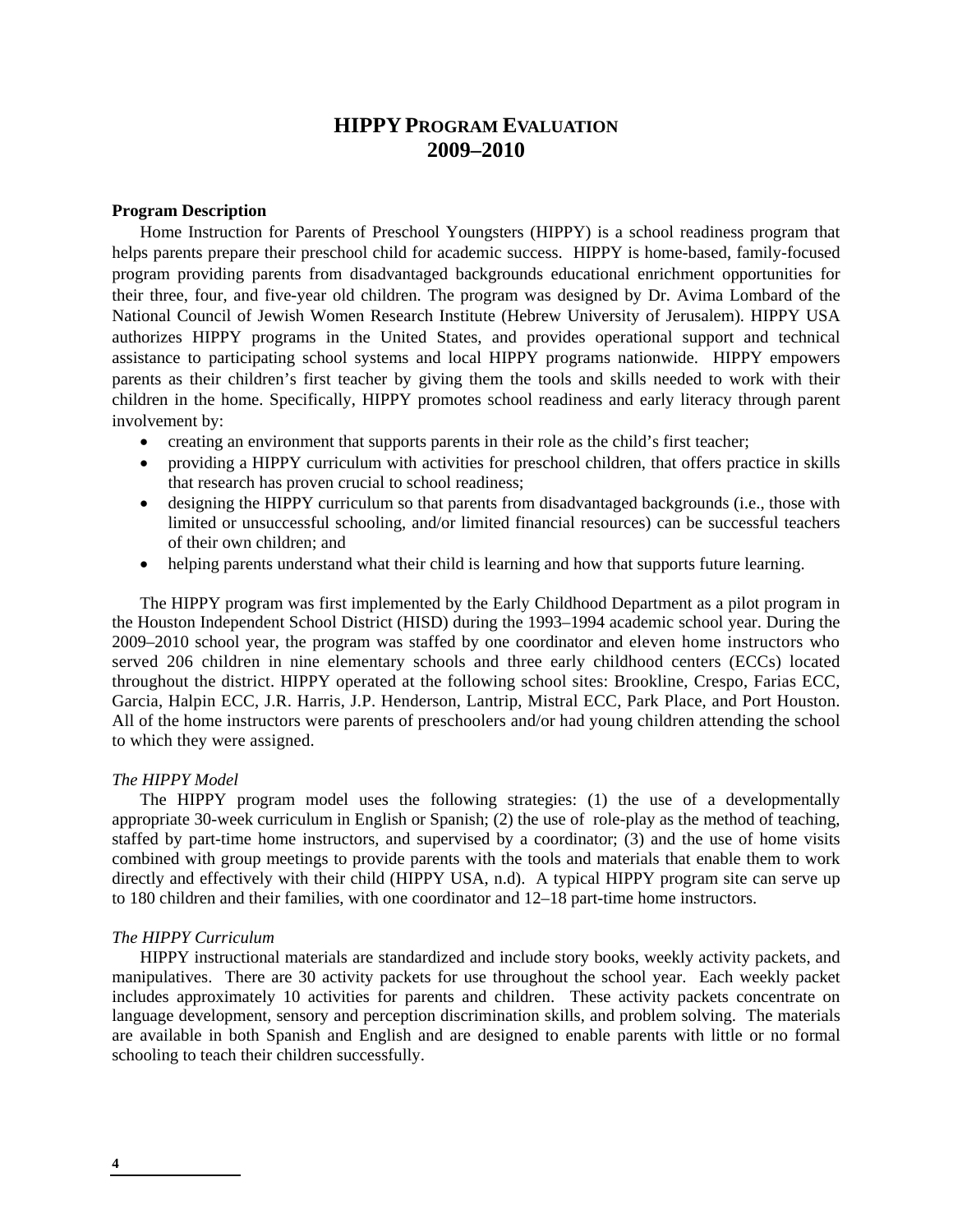# HIPPY PROGRAM EVALUATION 2009–2010

**Program Description**

Home Instruction for Parents of Preschool Youngsters (HIPPY) is a school readiness program that helps parents prepare their preschool child for academic success. HIPPY is home-based, family-focused program providing parents from disadvantaged backgrounds educational enrichment opportunities for their three, four, and five-year old children. The program was designed by Dr. Avima Lombard of the National Council of Jewish Women Research Institute (Hebrew University of Jerusalem). HIPPY USA authorizes HIPPY programs in the United States, and provides operational support and technical assistance to participating school systems and local HIPPY programs nationwide. HIPPY empowers parents as their children's first teacher by giving them the tools and skills needed to work with their children in the home. Specifically, HIPPY promotes school readiness and early literacy through parent involvement by:

- creating an environment that supports parents in their role as the child's first teacher;
- providing a HIPPY curriculum with activities for preschool children, that offers practice in skills that research has proven crucial to school readiness;
- designing the HIPPY curriculum so that parents from disadvantaged backgrounds (i.e., those with limited or unsuccessful schooling, and/or limited financial resources) can be successful teachers of their own children; and
- helping parents understand what their child is learning and how that supports future learning.

The HIPPY program was first implemented by the Early Childhood Department as a pilot program in the Houston Independent School District (HISD) during the 1993–1994 academic school year. During the 2009–2010 school year, the program was staffed by one coordinator and eleven home instructors who served 206 children in nine elementary schools and three early childhood centers (ECCs) located throughout the district. HIPPY operated at the following school sites: Brookline, Crespo, Farias ECC, Garcia, Halpin ECC, J.R. Harris, J.P. Henderson, Lantrip, Mistral ECC, Park Place, and Port Houston. All of the home instructors were parents of preschoolers and/or had young children attending the school to which they were assigned.

*The HIPPY Model*

The HIPPY program model uses the following strategies: (1) the use of a developmentally appropriate 30-week curriculum in English or Spanish; (2) the use of role-play as the method of teaching, staffed by part-time home instructors, and supervised by a coordinator; (3) and the use of home visits combined with group meetings to provide parents with the tools and materials that enable them to work directly and effectively with their child (HIPPY USA, n.d). A typical HIPPY program site can serve up to 180 children and their families, with one coordinator and 12–18 part-time home instructors.

*The HIPPY Curriculum*

HIPPY instructional materials are standardized and include story books, weekly activity packets, and manipulatives. There are 30 activity packets for use throughout the school year. Each weekly packet includes approximately 10 activities for parents and children. These activity packets concentrate on language development, sensory and perception discrimination skills, and problem solving. The materials are available in both Spanish and English and are designed to enable parents with little or no formal schooling to teach their children successfully.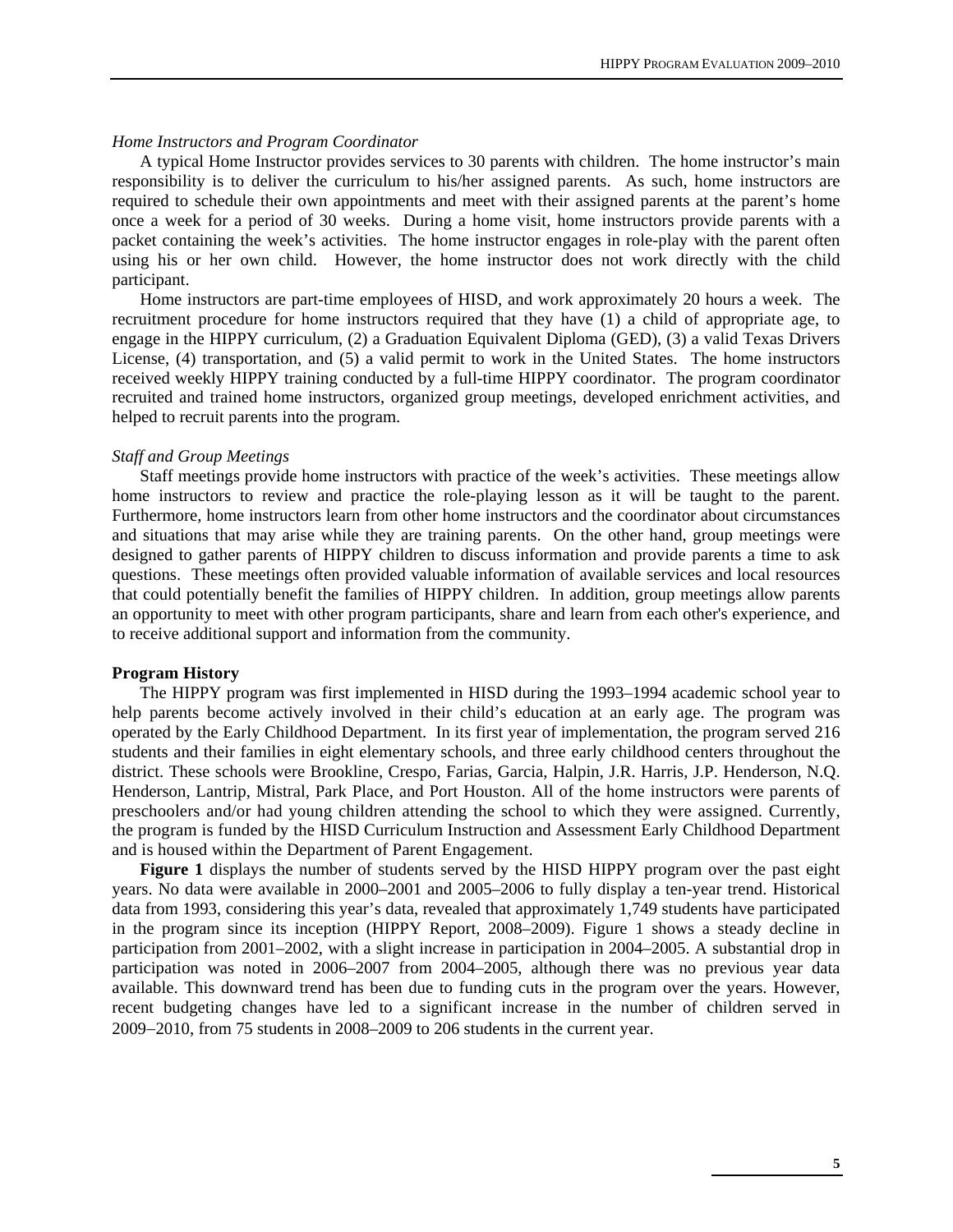*Home Instructors and Program Coordinator*

A typical Home Instructor provides services to 30 parents with children. The home instructor's main responsibility is to deliver the curriculum to his/her assigned parents. As such, home instructors are required to schedule their own appointments and meet with their assigned parents at the parent's home once a week for a period of 30 weeks. During a home visit, home instructors provide parents with a packet containing the week's activities. The home instructor engages in role-play with the parent often using his or her own child. However, the home instructor does not work directly with the child participant.

Home instructors are part-time employees of HISD, and work approximately 20 hours a week. The recruitment procedure for home instructors required that they have (1) a child of appropriate age, to engage in the HIPPY curriculum, (2) a Graduation Equivalent Diploma (GED), (3) a valid Texas Drivers License, (4) transportation, and (5) a valid permit to work in the United States. The home instructors received weekly HIPPY training conducted by a full-time HIPPY coordinator. The program coordinator recruited and trained home instructors, organized group meetings, developed enrichment activities, and helped to recruit parents into the program.

*Staff and Group Meetings*

Staff meetings provide home instructors with practice of the week's activities. These meetings allow home instructors to review and practice the role-playing lesson as it will be taught to the parent. Furthermore, home instructors learn from other home instructors and the coordinator about circumstances and situations that may arise while they are training parents. On the other hand, group meetings were designed to gather parents of HIPPY children to discuss information and provide parents a time to ask questions. These meetings often provided valuable information of available services and local resources that could potentially benefit the families of HIPPY children. In addition, group meetings allow parents an opportunity to meet with other program participants, share and learn from each other's experience, and to receive additional support and information from the community.

**Program History**

The HIPPY program was first implemented in HISD during the 1993–1994 academic school year to help parents become actively involved in their child's education at an early age. The program was operated by the Early Childhood Department. In its first year of implementation, the program served 216 students and their families in eight elementary schools, and three early childhood centers throughout the district. These schools were Brookline, Crespo, Farias, Garcia, Halpin, J.R. Harris, J.P. Henderson, N.Q. Henderson, Lantrip, Mistral, Park Place, and Port Houston. All of the home instructors were parents of preschoolers and/or had young children attending the school to which they were assigned. Currently, the program is funded by the HISD Curriculum Instruction and Assessment Early Childhood Department and is housed within the Department of Parent Engagement.

**Figure 1** displays the number of students served by the HISD HIPPY program over the past eight years. No data were available in 2000–2001 and 2005–2006 to fully display a ten-year trend. Historical data from 1993, considering this year's data, revealed that approximately 1,749 students have participated in the program since its inception (HIPPY Report, 2008–2009). Figure 1 shows a steady decline in participation from 2001–2002, with a slight increase in participation in 2004–2005. A substantial drop in participation was noted in 2006–2007 from 2004–2005, although there was no previous year data available. This downward trend has been due to funding cuts in the program over the years. However, recent budgeting changes have led to a significant increase in the number of children served in 2009–2010, from 75 students in 2008–2009 to 206 students in the current year.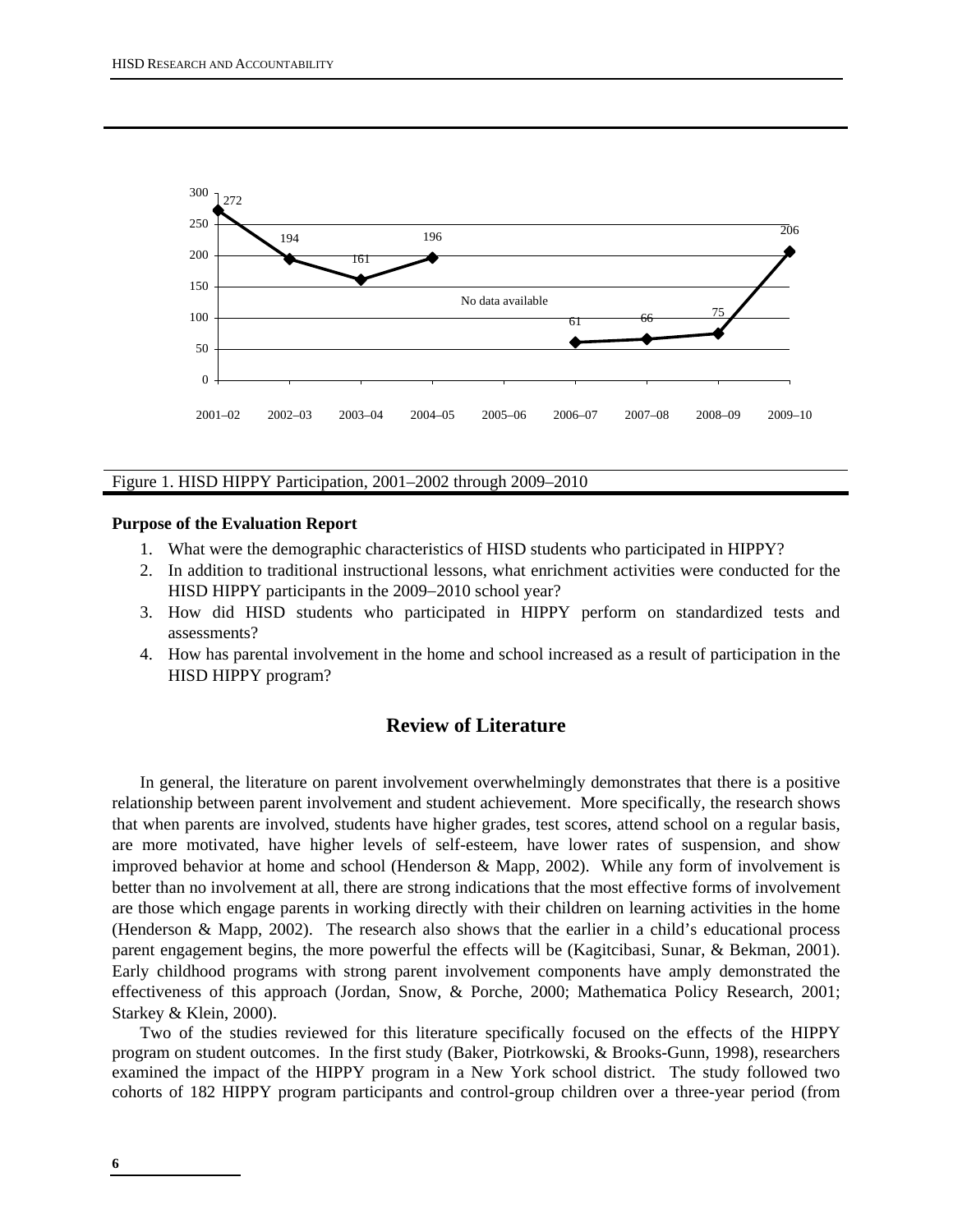| Year | 2001–02 | 2002–03 | 2003–04 | 2004–05 | 2005–06 | 2006–07 | 2007–08 | 2008–09 | 2009–10 |
|---|---|---|---|---|---|---|---|---|---|
| Participation | 272 | 194 | 161 | 196 | No data available | 61 | 66 | 75 | 206 |

Figure 1. HISD HIPPY Participation, 2001–2002 through 2009–2010

**Purpose of the Evaluation Report**

1. What were the demographic characteristics of HISD students who participated in HIPPY?
2. In addition to traditional instructional lessons, what enrichment activities were conducted for the HISD HIPPY participants in the 2009–2010 school year?
3. How did HISD students who participated in HIPPY perform on standardized tests and assessments?
4. How has parental involvement in the home and school increased as a result of participation in the HISD HIPPY program?

## Review of Literature

In general, the literature on parent involvement overwhelmingly demonstrates that there is a positive relationship between parent involvement and student achievement. More specifically, the research shows that when parents are involved, students have higher grades, test scores, attend school on a regular basis, are more motivated, have higher levels of self-esteem, have lower rates of suspension, and show improved behavior at home and school (Henderson & Mapp, 2002). While any form of involvement is better than no involvement at all, there are strong indications that the most effective forms of involvement are those which engage parents in working directly with their children on learning activities in the home (Henderson & Mapp, 2002). The research also shows that the earlier in a child's educational process parent engagement begins, the more powerful the effects will be (Kagitcibasi, Sunar, & Bekman, 2001). Early childhood programs with strong parent involvement components have amply demonstrated the effectiveness of this approach (Jordan, Snow, & Porche, 2000; Mathematica Policy Research, 2001; Starkey & Klein, 2000).

Two of the studies reviewed for this literature specifically focused on the effects of the HIPPY program on student outcomes. In the first study (Baker, Piotrkowski, & Brooks-Gunn, 1998), researchers examined the impact of the HIPPY program in a New York school district. The study followed two cohorts of 182 HIPPY program participants and control-group children over a three-year period (from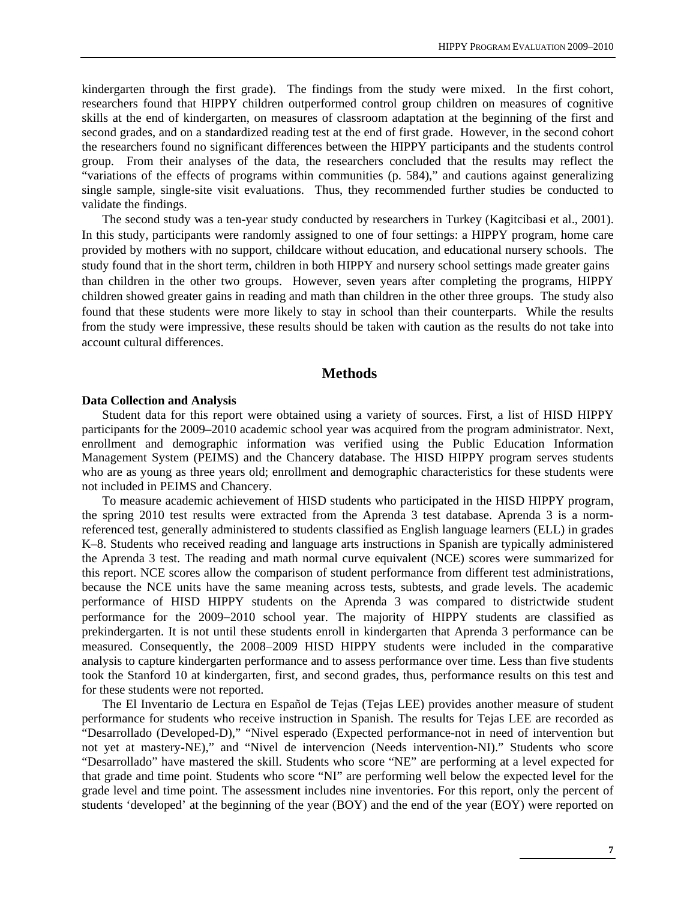kindergarten through the first grade). The findings from the study were mixed. In the first cohort, researchers found that HIPPY children outperformed control group children on measures of cognitive skills at the end of kindergarten, on measures of classroom adaptation at the beginning of the first and second grades, and on a standardized reading test at the end of first grade. However, in the second cohort the researchers found no significant differences between the HIPPY participants and the students control group. From their analyses of the data, the researchers concluded that the results may reflect the "variations of the effects of programs within communities (p. 584)," and cautions against generalizing single sample, single-site visit evaluations. Thus, they recommended further studies be conducted to validate the findings.

The second study was a ten-year study conducted by researchers in Turkey (Kagitcibasi et al., 2001). In this study, participants were randomly assigned to one of four settings: a HIPPY program, home care provided by mothers with no support, childcare without education, and educational nursery schools. The study found that in the short term, children in both HIPPY and nursery school settings made greater gains than children in the other two groups. However, seven years after completing the programs, HIPPY children showed greater gains in reading and math than children in the other three groups. The study also found that these students were more likely to stay in school than their counterparts. While the results from the study were impressive, these results should be taken with caution as the results do not take into account cultural differences.

## Methods

### Data Collection and Analysis

Student data for this report were obtained using a variety of sources. First, a list of HISD HIPPY participants for the 2009–2010 academic school year was acquired from the program administrator. Next, enrollment and demographic information was verified using the Public Education Information Management System (PEIMS) and the Chancery database. The HISD HIPPY program serves students who are as young as three years old; enrollment and demographic characteristics for these students were not included in PEIMS and Chancery.

To measure academic achievement of HISD students who participated in the HISD HIPPY program, the spring 2010 test results were extracted from the Aprenda 3 test database. Aprenda 3 is a norm-referenced test, generally administered to students classified as English language learners (ELL) in grades K–8. Students who received reading and language arts instructions in Spanish are typically administered the Aprenda 3 test. The reading and math normal curve equivalent (NCE) scores were summarized for this report. NCE scores allow the comparison of student performance from different test administrations, because the NCE units have the same meaning across tests, subtests, and grade levels. The academic performance of HISD HIPPY students on the Aprenda 3 was compared to districtwide student performance for the 2009−2010 school year. The majority of HIPPY students are classified as prekindergarten. It is not until these students enroll in kindergarten that Aprenda 3 performance can be measured. Consequently, the 2008−2009 HISD HIPPY students were included in the comparative analysis to capture kindergarten performance and to assess performance over time. Less than five students took the Stanford 10 at kindergarten, first, and second grades, thus, performance results on this test and for these students were not reported.

The El Inventario de Lectura en Español de Tejas (Tejas LEE) provides another measure of student performance for students who receive instruction in Spanish. The results for Tejas LEE are recorded as "Desarrollado (Developed-D)," "Nivel esperado (Expected performance-not in need of intervention but not yet at mastery-NE)," and "Nivel de intervencion (Needs intervention-NI)." Students who score "Desarrollado" have mastered the skill. Students who score "NE" are performing at a level expected for that grade and time point. Students who score "NI" are performing well below the expected level for the grade level and time point. The assessment includes nine inventories. For this report, only the percent of students 'developed' at the beginning of the year (BOY) and the end of the year (EOY) were reported on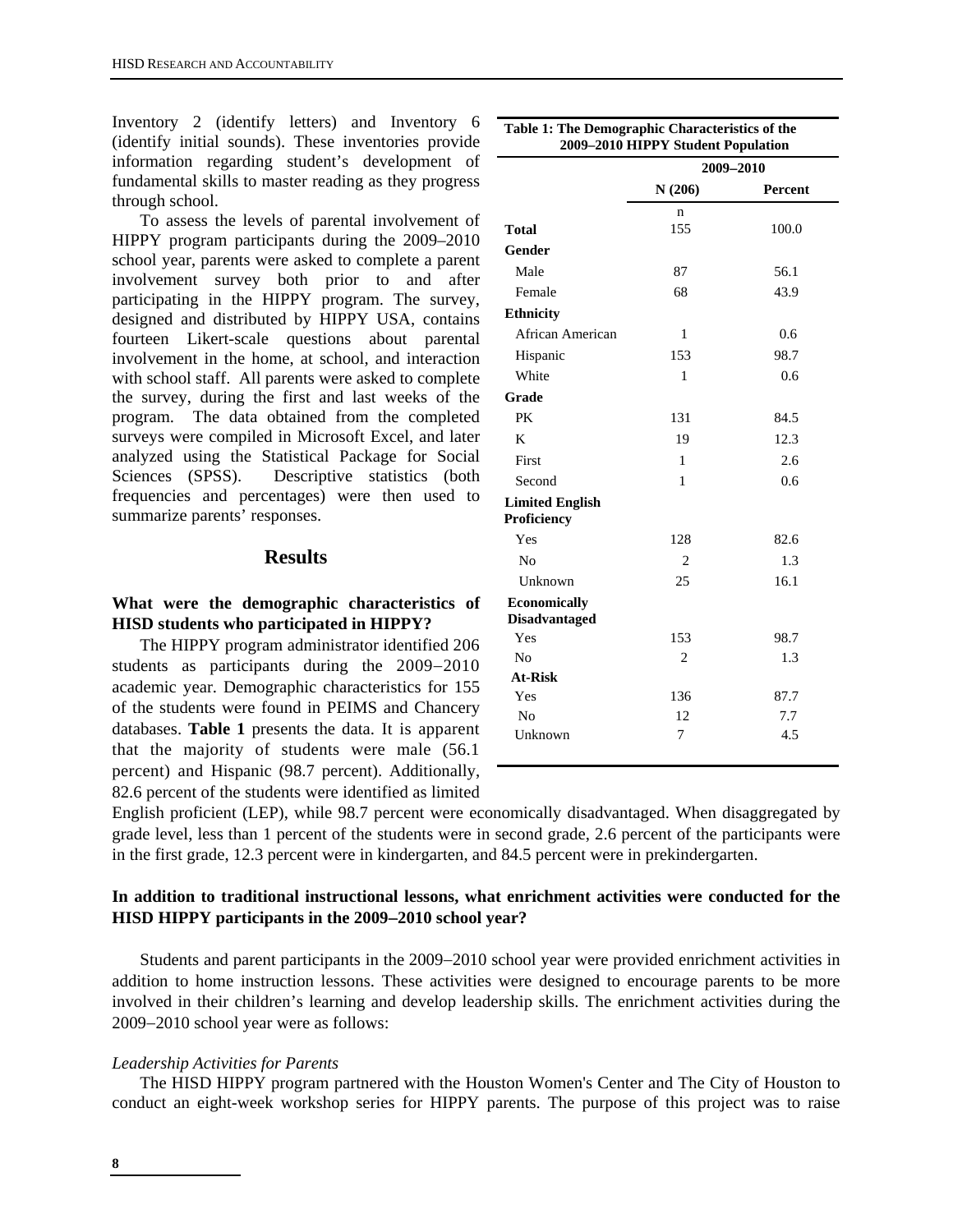Inventory 2 (identify letters) and Inventory 6 (identify initial sounds). These inventories provide information regarding student's development of fundamental skills to master reading as they progress through school.

To assess the levels of parental involvement of HIPPY program participants during the 2009–2010 school year, parents were asked to complete a parent involvement survey both prior to and after participating in the HIPPY program. The survey, designed and distributed by HIPPY USA, contains fourteen Likert-scale questions about parental involvement in the home, at school, and interaction with school staff. All parents were asked to complete the survey, during the first and last weeks of the program. The data obtained from the completed surveys were compiled in Microsoft Excel, and later analyzed using the Statistical Package for Social Sciences (SPSS). Descriptive statistics (both frequencies and percentages) were then used to summarize parents' responses.

## Results

### What were the demographic characteristics of HISD students who participated in HIPPY?

The HIPPY program administrator identified 206 students as participants during the 2009−2010 academic year. Demographic characteristics for 155 of the students were found in PEIMS and Chancery databases. **Table 1** presents the data. It is apparent that the majority of students were male (56.1 percent) and Hispanic (98.7 percent). Additionally, 82.6 percent of the students were identified as limited English proficient (LEP), while 98.7 percent were economically disadvantaged. When disaggregated by grade level, less than 1 percent of the students were in second grade, 2.6 percent of the participants were in the first grade, 12.3 percent were in kindergarten, and 84.5 percent were in prekindergarten.

**Table 1: The Demographic Characteristics of the 2009–2010 HIPPY Student Population**

| | 2009–2010 | |
|---|---|---|
| | N (206) | Percent |
| | n | |
| **Total** | 155 | 100.0 |
| **Gender** | | |
| Male | 87 | 56.1 |
| Female | 68 | 43.9 |
| **Ethnicity** | | |
| African American | 1 | 0.6 |
| Hispanic | 153 | 98.7 |
| White | 1 | 0.6 |
| **Grade** | | |
| PK | 131 | 84.5 |
| K | 19 | 12.3 |
| First | 1 | 2.6 |
| Second | 1 | 0.6 |
| **Limited English Proficiency** | | |
| Yes | 128 | 82.6 |
| No | 2 | 1.3 |
| Unknown | 25 | 16.1 |
| **Economically Disadvantaged** | | |
| Yes | 153 | 98.7 |
| No | 2 | 1.3 |
| **At-Risk** | | |
| Yes | 136 | 87.7 |
| No | 12 | 7.7 |
| Unknown | 7 | 4.5 |

### In addition to traditional instructional lessons, what enrichment activities were conducted for the HISD HIPPY participants in the 2009–2010 school year?

Students and parent participants in the 2009−2010 school year were provided enrichment activities in addition to home instruction lessons. These activities were designed to encourage parents to be more involved in their children's learning and develop leadership skills. The enrichment activities during the 2009−2010 school year were as follows:

*Leadership Activities for Parents*

The HISD HIPPY program partnered with the Houston Women's Center and The City of Houston to conduct an eight-week workshop series for HIPPY parents. The purpose of this project was to raise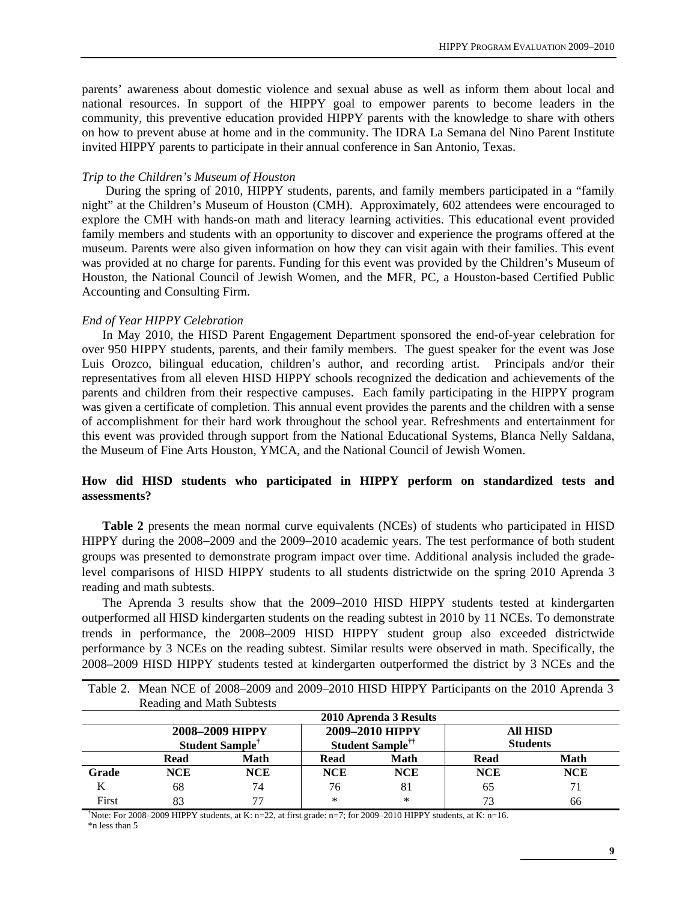parents' awareness about domestic violence and sexual abuse as well as inform them about local and national resources. In support of the HIPPY goal to empower parents to become leaders in the community, this preventive education provided HIPPY parents with the knowledge to share with others on how to prevent abuse at home and in the community. The IDRA La Semana del Nino Parent Institute invited HIPPY parents to participate in their annual conference in San Antonio, Texas.

*Trip to the Children's Museum of Houston*

During the spring of 2010, HIPPY students, parents, and family members participated in a "family night" at the Children's Museum of Houston (CMH). Approximately, 602 attendees were encouraged to explore the CMH with hands-on math and literacy learning activities. This educational event provided family members and students with an opportunity to discover and experience the programs offered at the museum. Parents were also given information on how they can visit again with their families. This event was provided at no charge for parents. Funding for this event was provided by the Children's Museum of Houston, the National Council of Jewish Women, and the MFR, PC, a Houston-based Certified Public Accounting and Consulting Firm.

*End of Year HIPPY Celebration*

In May 2010, the HISD Parent Engagement Department sponsored the end-of-year celebration for over 950 HIPPY students, parents, and their family members. The guest speaker for the event was Jose Luis Orozco, bilingual education, children's author, and recording artist. Principals and/or their representatives from all eleven HISD HIPPY schools recognized the dedication and achievements of the parents and children from their respective campuses. Each family participating in the HIPPY program was given a certificate of completion. This annual event provides the parents and the children with a sense of accomplishment for their hard work throughout the school year. Refreshments and entertainment for this event was provided through support from the National Educational Systems, Blanca Nelly Saldana, the Museum of Fine Arts Houston, YMCA, and the National Council of Jewish Women.

### How did HISD students who participated in HIPPY perform on standardized tests and assessments?

**Table 2** presents the mean normal curve equivalents (NCEs) of students who participated in HISD HIPPY during the 2008–2009 and the 2009–2010 academic years. The test performance of both student groups was presented to demonstrate program impact over time. Additional analysis included the grade-level comparisons of HISD HIPPY students to all students districtwide on the spring 2010 Aprenda 3 reading and math subtests.

The Aprenda 3 results show that the 2009–2010 HISD HIPPY students tested at kindergarten outperformed all HISD kindergarten students on the reading subtest in 2010 by 11 NCEs. To demonstrate trends in performance, the 2008–2009 HISD HIPPY student group also exceeded districtwide performance by 3 NCEs on the reading subtest. Similar results were observed in math. Specifically, the 2008–2009 HISD HIPPY students tested at kindergarten outperformed the district by 3 NCEs and the

Table 2. Mean NCE of 2008–2009 and 2009–2010 HISD HIPPY Participants on the 2010 Aprenda 3 Reading and Math Subtests

| | 2010 Aprenda 3 Results | | | | | |
|---|---|---|---|---|---|---|
| | 2008–2009 HIPPY Student Sample† | | 2009–2010 HIPPY Student Sample†† | | All HISD Students | |
| | Read | Math | Read | Math | Read | Math |
| **Grade** | **NCE** | **NCE** | **NCE** | **NCE** | **NCE** | **NCE** |
| K | 68 | 74 | 76 | 81 | 65 | 71 |
| First | 83 | 77 | * | * | 73 | 66 |

†Note: For 2008–2009 HIPPY students, at K: n=22, at first grade: n=7; for 2009–2010 HIPPY students, at K: n=16.
*n less than 5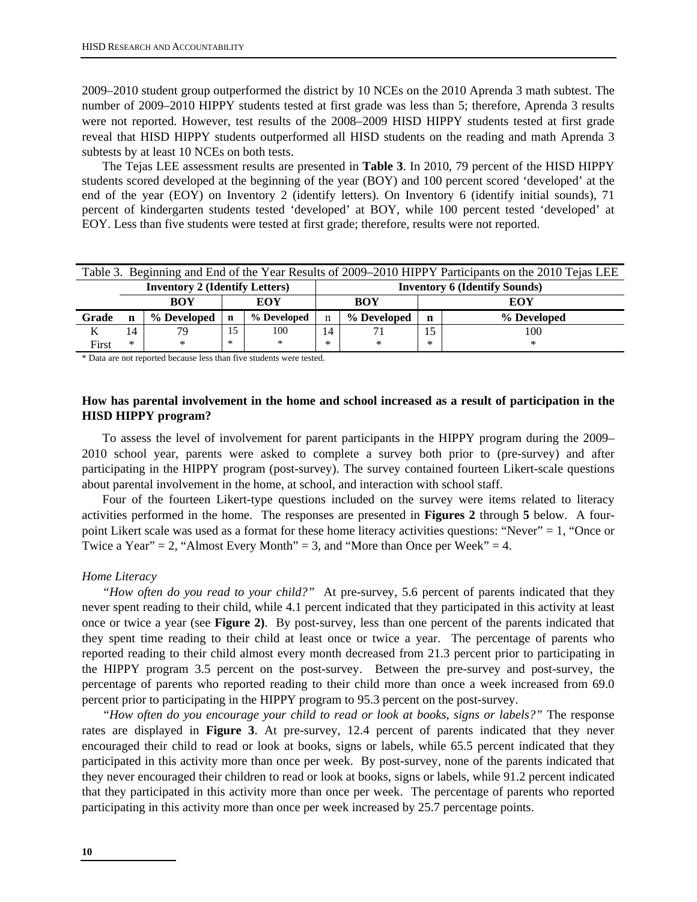2009–2010 student group outperformed the district by 10 NCEs on the 2010 Aprenda 3 math subtest. The number of 2009–2010 HIPPY students tested at first grade was less than 5; therefore, Aprenda 3 results were not reported. However, test results of the 2008–2009 HISD HIPPY students tested at first grade reveal that HISD HIPPY students outperformed all HISD students on the reading and math Aprenda 3 subtests by at least 10 NCEs on both tests.

The Tejas LEE assessment results are presented in **Table 3**. In 2010, 79 percent of the HISD HIPPY students scored developed at the beginning of the year (BOY) and 100 percent scored 'developed' at the end of the year (EOY) on Inventory 2 (identify letters). On Inventory 6 (identify initial sounds), 71 percent of kindergarten students tested 'developed' at BOY, while 100 percent tested 'developed' at EOY. Less than five students were tested at first grade; therefore, results were not reported.

Table 3. Beginning and End of the Year Results of 2009–2010 HIPPY Participants on the 2010 Tejas LEE

| | **Inventory 2 (Identify Letters)** | | | | **Inventory 6 (Identify Sounds)** | | | |
|---|---|---|---|---|---|---|---|---|
| | **BOY** | | **EOY** | | **BOY** | | **EOY** | |
| **Grade** | **n** | **% Developed** | **n** | **% Developed** | n | **% Developed** | **n** | **% Developed** |
| K | 14 | 79 | 15 | 100 | 14 | 71 | 15 | 100 |
| First | * | * | * | * | * | * | * | * |

* Data are not reported because less than five students were tested.

**How has parental involvement in the home and school increased as a result of participation in the HISD HIPPY program?**

To assess the level of involvement for parent participants in the HIPPY program during the 2009–2010 school year, parents were asked to complete a survey both prior to (pre-survey) and after participating in the HIPPY program (post-survey). The survey contained fourteen Likert-scale questions about parental involvement in the home, at school, and interaction with school staff.

Four of the fourteen Likert-type questions included on the survey were items related to literacy activities performed in the home. The responses are presented in **Figures 2** through **5** below. A four-point Likert scale was used as a format for these home literacy activities questions: "Never" = 1, "Once or Twice a Year" = 2, "Almost Every Month" = 3, and "More than Once per Week" = 4.

*Home Literacy*

*"How often do you read to your child?"* At pre-survey, 5.6 percent of parents indicated that they never spent reading to their child, while 4.1 percent indicated that they participated in this activity at least once or twice a year (see **Figure 2)**. By post-survey, less than one percent of the parents indicated that they spent time reading to their child at least once or twice a year. The percentage of parents who reported reading to their child almost every month decreased from 21.3 percent prior to participating in the HIPPY program 3.5 percent on the post-survey. Between the pre-survey and post-survey, the percentage of parents who reported reading to their child more than once a week increased from 69.0 percent prior to participating in the HIPPY program to 95.3 percent on the post-survey.

*"How often do you encourage your child to read or look at books, signs or labels?"* The response rates are displayed in **Figure 3**. At pre-survey, 12.4 percent of parents indicated that they never encouraged their child to read or look at books, signs or labels, while 65.5 percent indicated that they participated in this activity more than once per week. By post-survey, none of the parents indicated that they never encouraged their children to read or look at books, signs or labels, while 91.2 percent indicated that they participated in this activity more than once per week. The percentage of parents who reported participating in this activity more than once per week increased by 25.7 percentage points.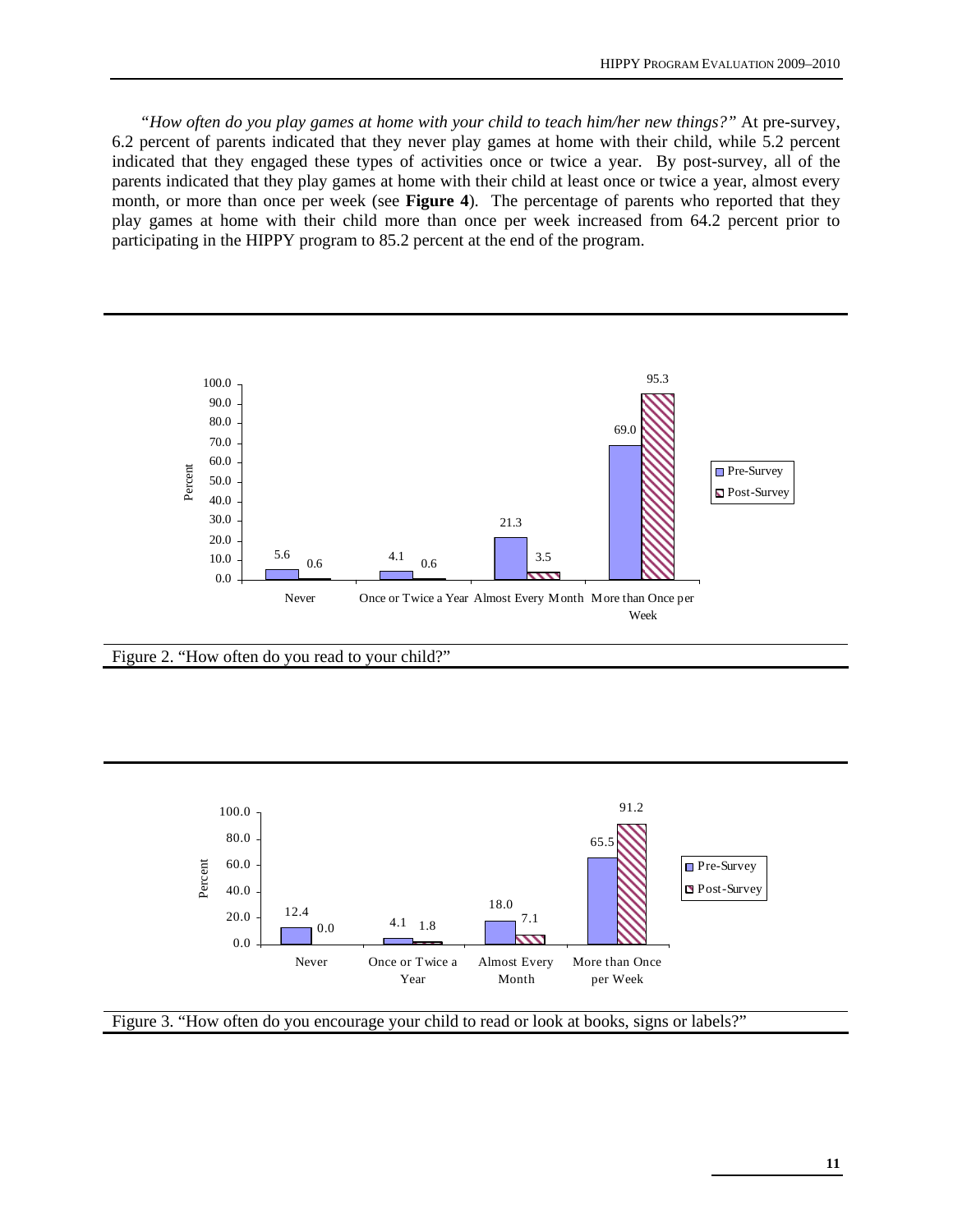*"How often do you play games at home with your child to teach him/her new things?"* At pre-survey, 6.2 percent of parents indicated that they never play games at home with their child, while 5.2 percent indicated that they engaged these types of activities once or twice a year. By post-survey, all of the parents indicated that they play games at home with their child at least once or twice a year, almost every month, or more than once per week (see **Figure 4**). The percentage of parents who reported that they play games at home with their child more than once per week increased from 64.2 percent prior to participating in the HIPPY program to 85.2 percent at the end of the program.

| | Pre-Survey | Post-Survey |
|---|---|---|
| Never | 5.6 | 0.6 |
| Once or Twice a Year | 4.1 | 0.6 |
| Almost Every Month | 21.3 | 3.5 |
| More than Once per Week | 69.0 | 95.3 |

Figure 2. "How often do you read to your child?"

| | Pre-Survey | Post-Survey |
|---|---|---|
| Never | 12.4 | 0.0 |
| Once or Twice a Year | 4.1 | 1.8 |
| Almost Every Month | 18.0 | 7.1 |
| More than Once per Week | 65.5 | 91.2 |

Figure 3. "How often do you encourage your child to read or look at books, signs or labels?"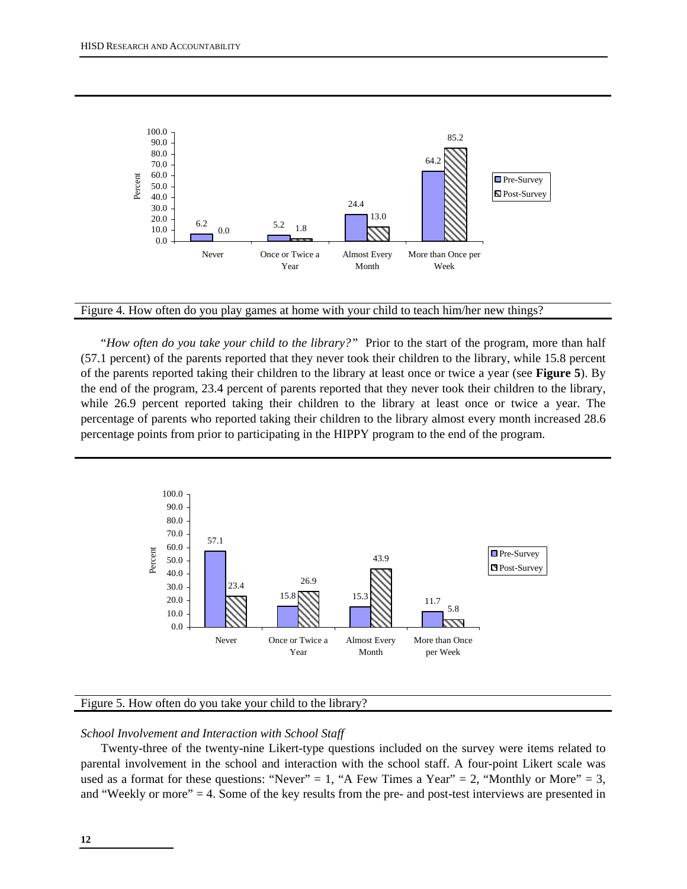Figure 4. How often do you play games at home with your child to teach him/her new things?

"*How often do you take your child to the library?"* Prior to the start of the program, more than half (57.1 percent) of the parents reported that they never took their children to the library, while 15.8 percent of the parents reported taking their children to the library at least once or twice a year (see **Figure 5**). By the end of the program, 23.4 percent of parents reported that they never took their children to the library, while 26.9 percent reported taking their children to the library at least once or twice a year. The percentage of parents who reported taking their children to the library almost every month increased 28.6 percentage points from prior to participating in the HIPPY program to the end of the program.

Figure 5. How often do you take your child to the library?

*School Involvement and Interaction with School Staff*

Twenty-three of the twenty-nine Likert-type questions included on the survey were items related to parental involvement in the school and interaction with the school staff. A four-point Likert scale was used as a format for these questions: "Never" = 1, "A Few Times a Year" = 2, "Monthly or More" = 3, and "Weekly or more" = 4. Some of the key results from the pre- and post-test interviews are presented in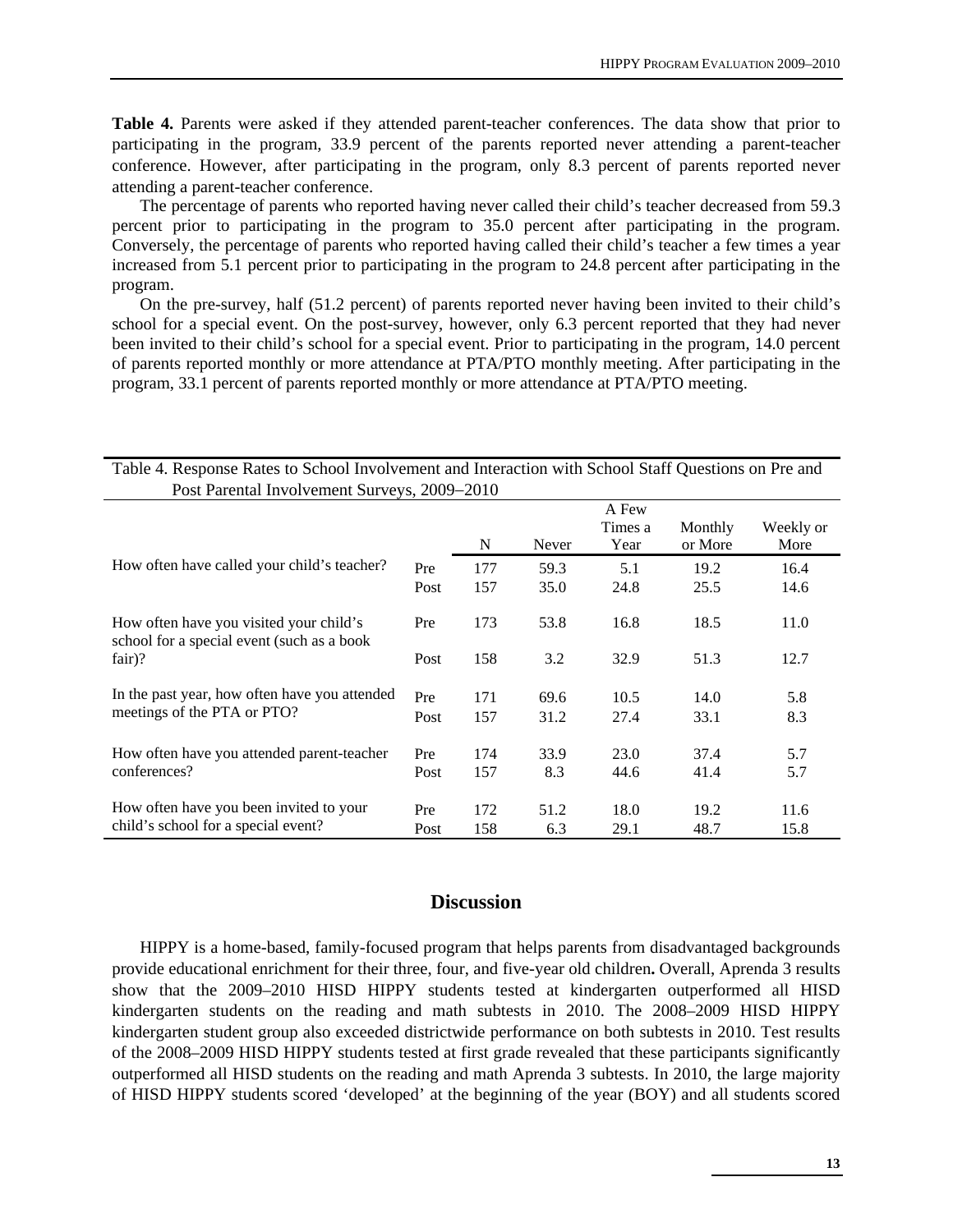**Table 4.** Parents were asked if they attended parent-teacher conferences. The data show that prior to participating in the program, 33.9 percent of the parents reported never attending a parent-teacher conference. However, after participating in the program, only 8.3 percent of parents reported never attending a parent-teacher conference.

The percentage of parents who reported having never called their child's teacher decreased from 59.3 percent prior to participating in the program to 35.0 percent after participating in the program. Conversely, the percentage of parents who reported having called their child's teacher a few times a year increased from 5.1 percent prior to participating in the program to 24.8 percent after participating in the program.

On the pre-survey, half (51.2 percent) of parents reported never having been invited to their child's school for a special event. On the post-survey, however, only 6.3 percent reported that they had never been invited to their child's school for a special event. Prior to participating in the program, 14.0 percent of parents reported monthly or more attendance at PTA/PTO monthly meeting. After participating in the program, 33.1 percent of parents reported monthly or more attendance at PTA/PTO meeting.

Table 4. Response Rates to School Involvement and Interaction with School Staff Questions on Pre and Post Parental Involvement Surveys, 2009−2010

| | | N | Never | A Few Times a Year | Monthly or More | Weekly or More |
|---|---|---|---|---|---|---|
| How often have called your child's teacher? | Pre | 177 | 59.3 | 5.1 | 19.2 | 16.4 |
| | Post | 157 | 35.0 | 24.8 | 25.5 | 14.6 |
| How often have you visited your child's school for a special event (such as a book fair)? | Pre | 173 | 53.8 | 16.8 | 18.5 | 11.0 |
| | Post | 158 | 3.2 | 32.9 | 51.3 | 12.7 |
| In the past year, how often have you attended meetings of the PTA or PTO? | Pre | 171 | 69.6 | 10.5 | 14.0 | 5.8 |
| | Post | 157 | 31.2 | 27.4 | 33.1 | 8.3 |
| How often have you attended parent-teacher conferences? | Pre | 174 | 33.9 | 23.0 | 37.4 | 5.7 |
| | Post | 157 | 8.3 | 44.6 | 41.4 | 5.7 |
| How often have you been invited to your child's school for a special event? | Pre | 172 | 51.2 | 18.0 | 19.2 | 11.6 |
| | Post | 158 | 6.3 | 29.1 | 48.7 | 15.8 |

## Discussion

HIPPY is a home-based, family-focused program that helps parents from disadvantaged backgrounds provide educational enrichment for their three, four, and five-year old children**.** Overall, Aprenda 3 results show that the 2009–2010 HISD HIPPY students tested at kindergarten outperformed all HISD kindergarten students on the reading and math subtests in 2010. The 2008–2009 HISD HIPPY kindergarten student group also exceeded districtwide performance on both subtests in 2010. Test results of the 2008–2009 HISD HIPPY students tested at first grade revealed that these participants significantly outperformed all HISD students on the reading and math Aprenda 3 subtests. In 2010, the large majority of HISD HIPPY students scored 'developed' at the beginning of the year (BOY) and all students scored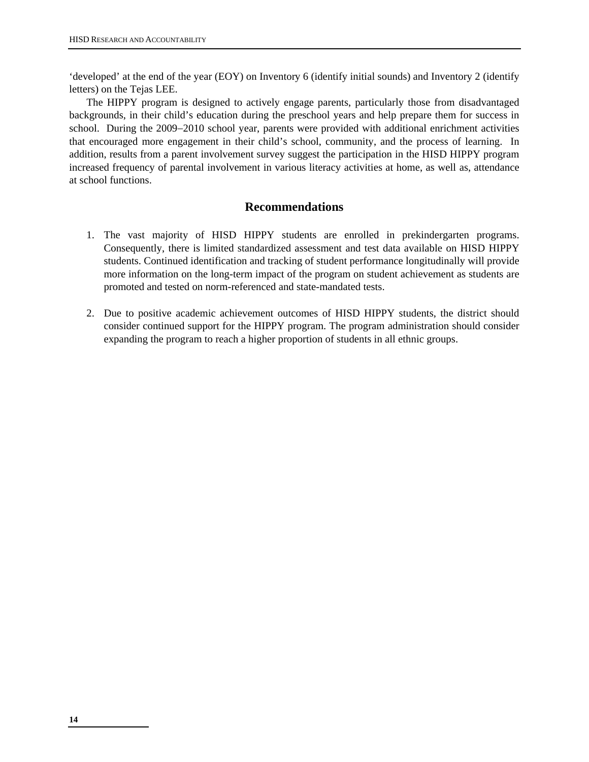‘developed’ at the end of the year (EOY) on Inventory 6 (identify initial sounds) and Inventory 2 (identify letters) on the Tejas LEE.

The HIPPY program is designed to actively engage parents, particularly those from disadvantaged backgrounds, in their child’s education during the preschool years and help prepare them for success in school. During the 2009–2010 school year, parents were provided with additional enrichment activities that encouraged more engagement in their child’s school, community, and the process of learning. In addition, results from a parent involvement survey suggest the participation in the HISD HIPPY program increased frequency of parental involvement in various literacy activities at home, as well as, attendance at school functions.

## Recommendations

1. The vast majority of HISD HIPPY students are enrolled in prekindergarten programs. Consequently, there is limited standardized assessment and test data available on HISD HIPPY students. Continued identification and tracking of student performance longitudinally will provide more information on the long-term impact of the program on student achievement as students are promoted and tested on norm-referenced and state-mandated tests.

2. Due to positive academic achievement outcomes of HISD HIPPY students, the district should consider continued support for the HIPPY program. The program administration should consider expanding the program to reach a higher proportion of students in all ethnic groups.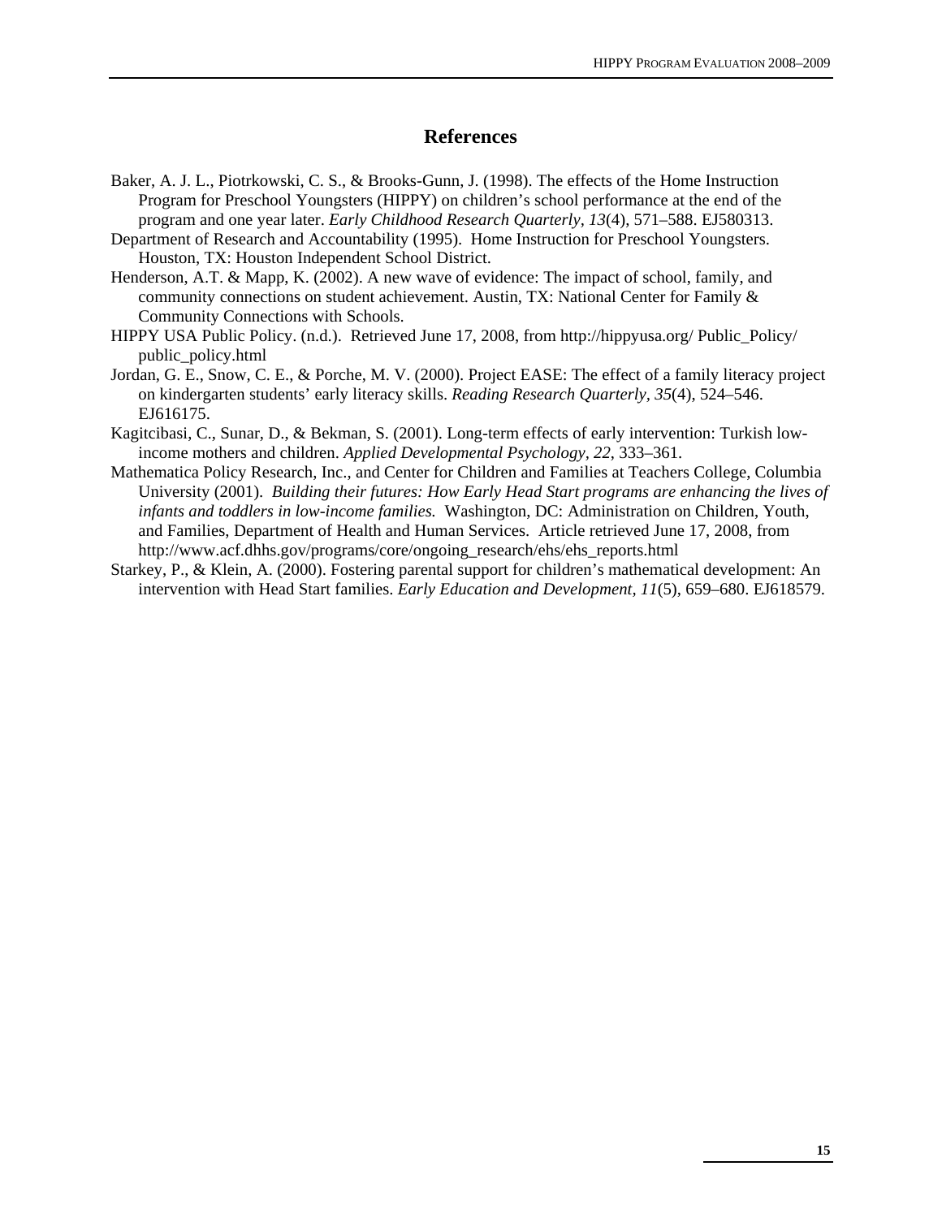# References

Baker, A. J. L., Piotrkowski, C. S., & Brooks-Gunn, J. (1998). The effects of the Home Instruction Program for Preschool Youngsters (HIPPY) on children's school performance at the end of the program and one year later. *Early Childhood Research Quarterly*, *13*(4), 571–588. EJ580313.

Department of Research and Accountability (1995). Home Instruction for Preschool Youngsters. Houston, TX: Houston Independent School District.

Henderson, A.T. & Mapp, K. (2002). A new wave of evidence: The impact of school, family, and community connections on student achievement. Austin, TX: National Center for Family & Community Connections with Schools.

HIPPY USA Public Policy. (n.d.). Retrieved June 17, 2008, from http://hippyusa.org/ Public_Policy/ public_policy.html

Jordan, G. E., Snow, C. E., & Porche, M. V. (2000). Project EASE: The effect of a family literacy project on kindergarten students' early literacy skills. *Reading Research Quarterly*, *35*(4), 524–546. EJ616175.

Kagitcibasi, C., Sunar, D., & Bekman, S. (2001). Long-term effects of early intervention: Turkish low-income mothers and children. *Applied Developmental Psychology*, *22*, 333–361.

Mathematica Policy Research, Inc., and Center for Children and Families at Teachers College, Columbia University (2001). *Building their futures: How Early Head Start programs are enhancing the lives of infants and toddlers in low-income families.* Washington, DC: Administration on Children, Youth, and Families, Department of Health and Human Services. Article retrieved June 17, 2008, from http://www.acf.dhhs.gov/programs/core/ongoing_research/ehs/ehs_reports.html

Starkey, P., & Klein, A. (2000). Fostering parental support for children's mathematical development: An intervention with Head Start families. *Early Education and Development*, *11*(5), 659–680. EJ618579.